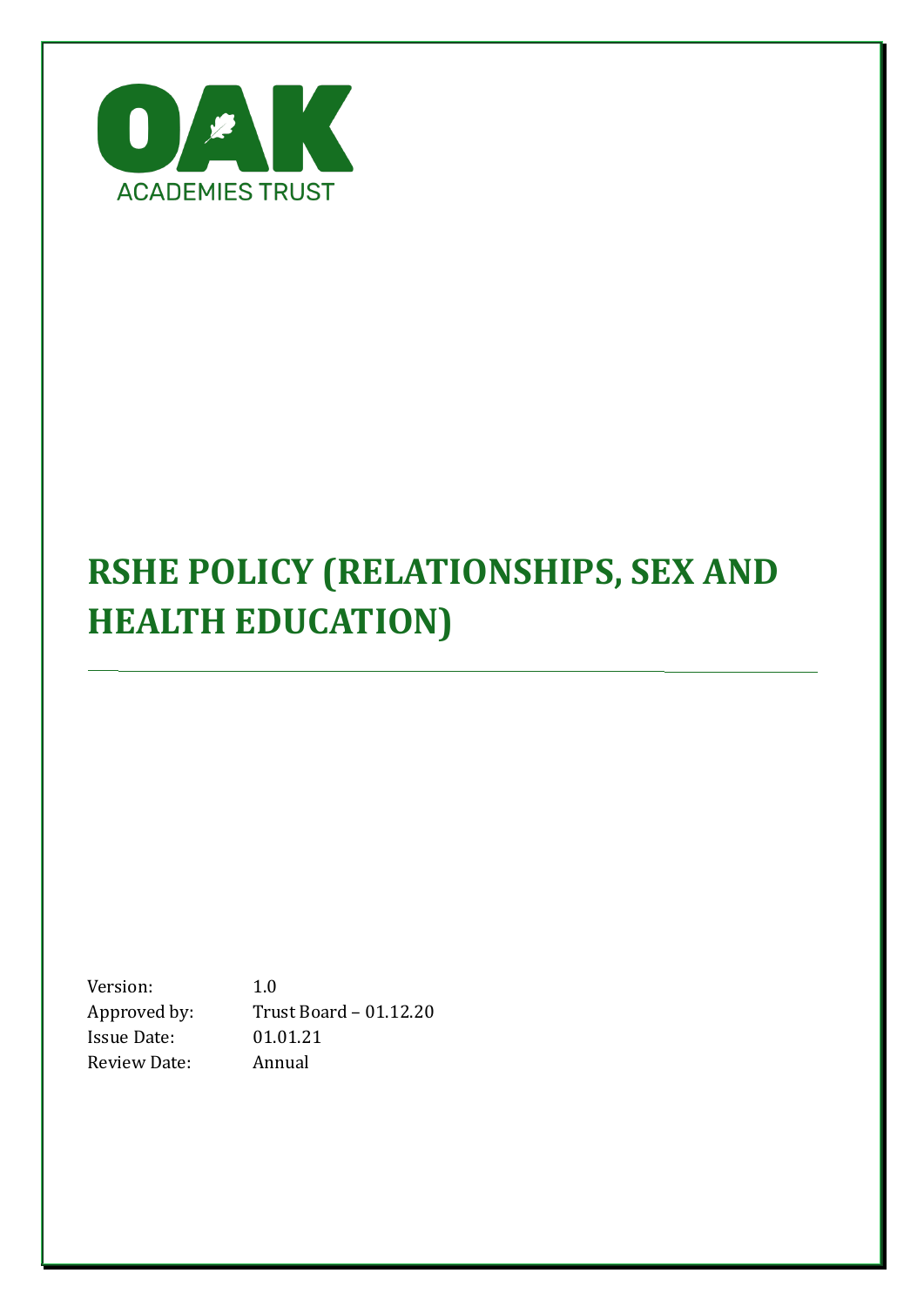OAK

ACADEMIES TRUST

# RSHE POLICY (RELATIONSHIPS, SEX AND HEALTH EDUCATION)

| | |
|---|---|
| Version: | 1.0 |
| Approved by: | Trust Board – 01.12.20 |
| Issue Date: | 01.01.21 |
| Review Date: | Annual |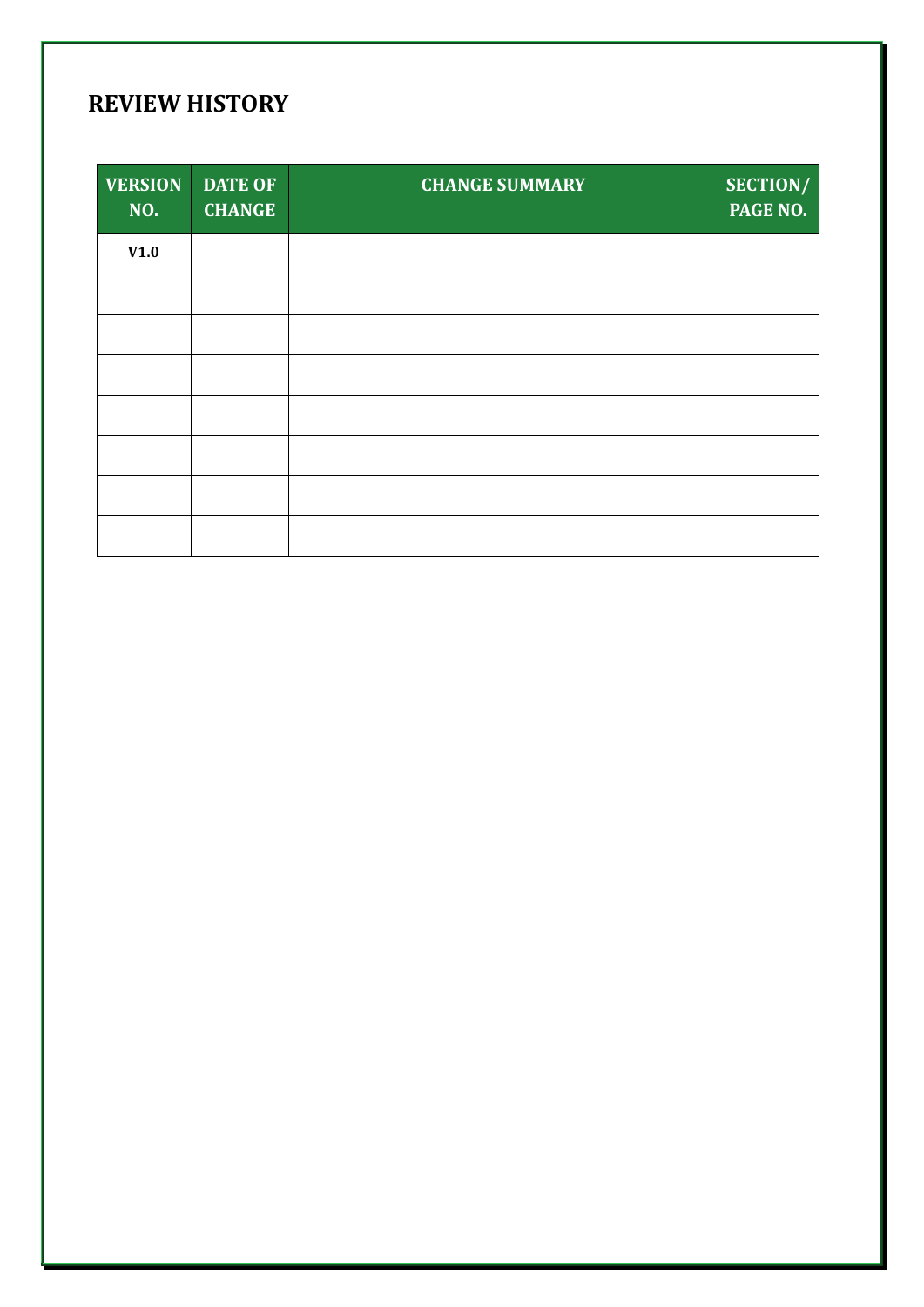## REVIEW HISTORY

| VERSION NO. | DATE OF CHANGE | CHANGE SUMMARY | SECTION/ PAGE NO. |
|---|---|---|---|
| **V1.0** | | | |
| | | | |
| | | | |
| | | | |
| | | | |
| | | | |
| | | | |
| | | | |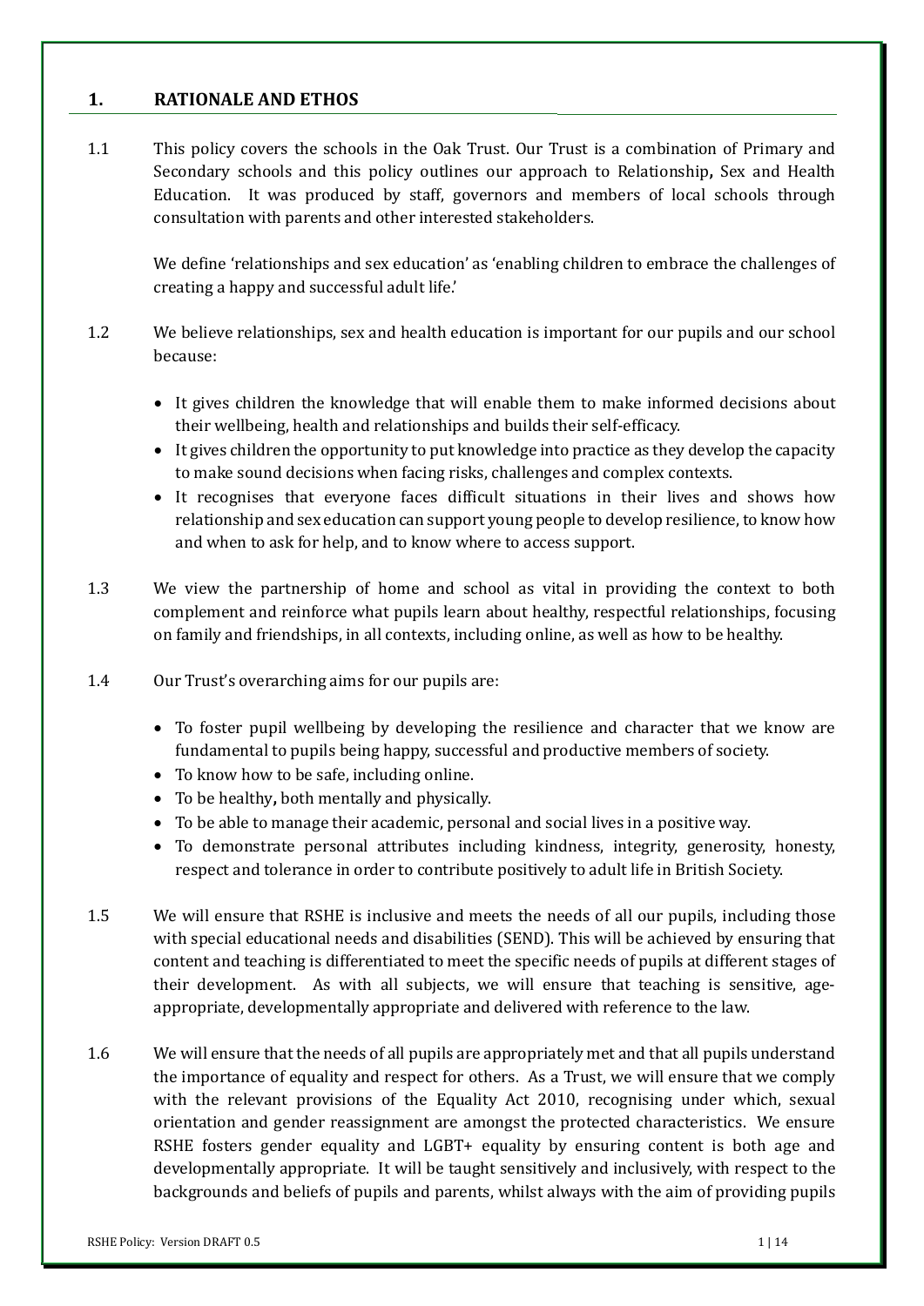## 1. RATIONALE AND ETHOS

1.1 This policy covers the schools in the Oak Trust. Our Trust is a combination of Primary and Secondary schools and this policy outlines our approach to Relationship**,** Sex and Health Education. It was produced by staff, governors and members of local schools through consultation with parents and other interested stakeholders.

We define 'relationships and sex education' as 'enabling children to embrace the challenges of creating a happy and successful adult life.'

1.2 We believe relationships, sex and health education is important for our pupils and our school because:

- It gives children the knowledge that will enable them to make informed decisions about their wellbeing, health and relationships and builds their self-efficacy.
- It gives children the opportunity to put knowledge into practice as they develop the capacity to make sound decisions when facing risks, challenges and complex contexts.
- It recognises that everyone faces difficult situations in their lives and shows how relationship and sex education can support young people to develop resilience, to know how and when to ask for help, and to know where to access support.

1.3 We view the partnership of home and school as vital in providing the context to both complement and reinforce what pupils learn about healthy, respectful relationships, focusing on family and friendships, in all contexts, including online, as well as how to be healthy.

1.4 Our Trust's overarching aims for our pupils are:

- To foster pupil wellbeing by developing the resilience and character that we know are fundamental to pupils being happy, successful and productive members of society.
- To know how to be safe, including online.
- To be healthy**,** both mentally and physically.
- To be able to manage their academic, personal and social lives in a positive way.
- To demonstrate personal attributes including kindness, integrity, generosity, honesty, respect and tolerance in order to contribute positively to adult life in British Society.

1.5 We will ensure that RSHE is inclusive and meets the needs of all our pupils, including those with special educational needs and disabilities (SEND). This will be achieved by ensuring that content and teaching is differentiated to meet the specific needs of pupils at different stages of their development. As with all subjects, we will ensure that teaching is sensitive, age-appropriate, developmentally appropriate and delivered with reference to the law.

1.6 We will ensure that the needs of all pupils are appropriately met and that all pupils understand the importance of equality and respect for others. As a Trust, we will ensure that we comply with the relevant provisions of the Equality Act 2010, recognising under which, sexual orientation and gender reassignment are amongst the protected characteristics. We ensure RSHE fosters gender equality and LGBT+ equality by ensuring content is both age and developmentally appropriate. It will be taught sensitively and inclusively, with respect to the backgrounds and beliefs of pupils and parents, whilst always with the aim of providing pupils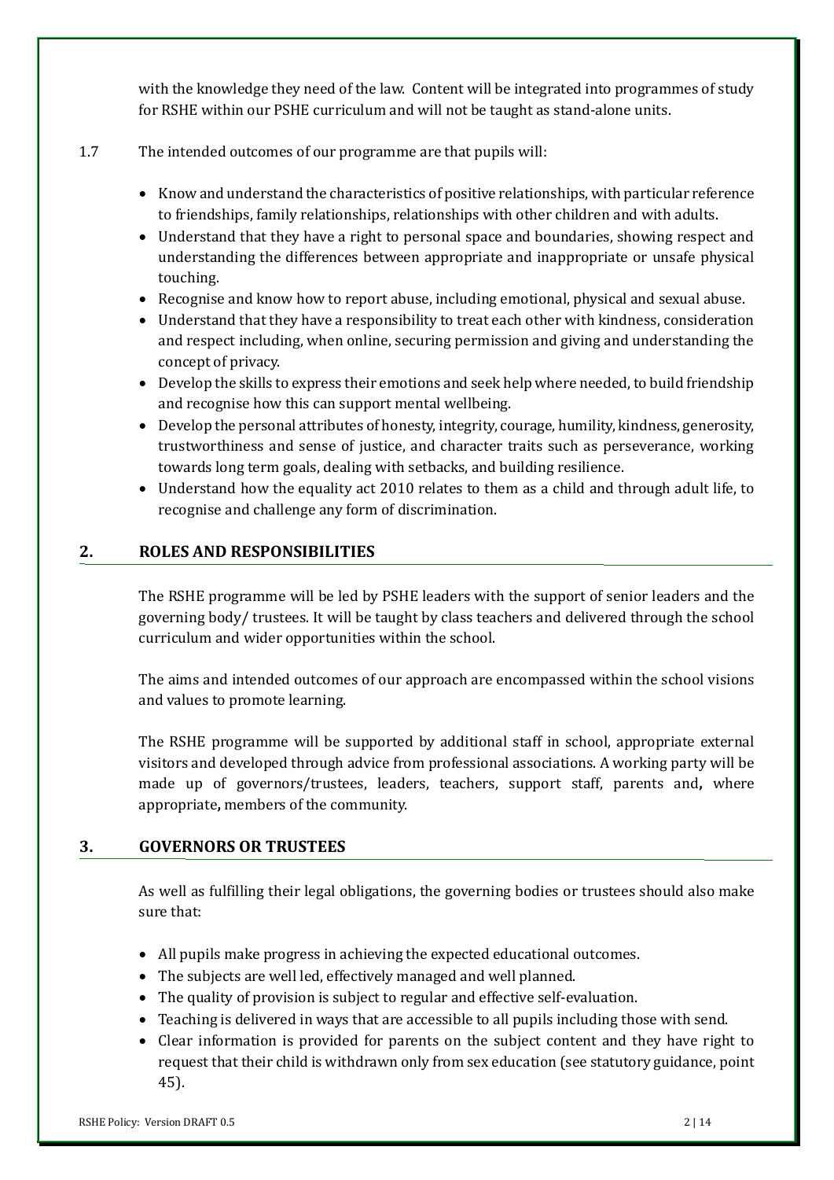with the knowledge they need of the law. Content will be integrated into programmes of study for RSHE within our PSHE curriculum and will not be taught as stand-alone units.

1.7 The intended outcomes of our programme are that pupils will:

- Know and understand the characteristics of positive relationships, with particular reference to friendships, family relationships, relationships with other children and with adults.
- Understand that they have a right to personal space and boundaries, showing respect and understanding the differences between appropriate and inappropriate or unsafe physical touching.
- Recognise and know how to report abuse, including emotional, physical and sexual abuse.
- Understand that they have a responsibility to treat each other with kindness, consideration and respect including, when online, securing permission and giving and understanding the concept of privacy.
- Develop the skills to express their emotions and seek help where needed, to build friendship and recognise how this can support mental wellbeing.
- Develop the personal attributes of honesty, integrity, courage, humility, kindness, generosity, trustworthiness and sense of justice, and character traits such as perseverance, working towards long term goals, dealing with setbacks, and building resilience.
- Understand how the equality act 2010 relates to them as a child and through adult life, to recognise and challenge any form of discrimination.

## 2. ROLES AND RESPONSIBILITIES

The RSHE programme will be led by PSHE leaders with the support of senior leaders and the governing body/ trustees. It will be taught by class teachers and delivered through the school curriculum and wider opportunities within the school.

The aims and intended outcomes of our approach are encompassed within the school visions and values to promote learning.

The RSHE programme will be supported by additional staff in school, appropriate external visitors and developed through advice from professional associations. A working party will be made up of governors/trustees, leaders, teachers, support staff, parents and**,** where appropriate**,** members of the community.

## 3. GOVERNORS OR TRUSTEES

As well as fulfilling their legal obligations, the governing bodies or trustees should also make sure that:

- All pupils make progress in achieving the expected educational outcomes.
- The subjects are well led, effectively managed and well planned.
- The quality of provision is subject to regular and effective self-evaluation.
- Teaching is delivered in ways that are accessible to all pupils including those with send.
- Clear information is provided for parents on the subject content and they have right to request that their child is withdrawn only from sex education (see statutory guidance, point 45).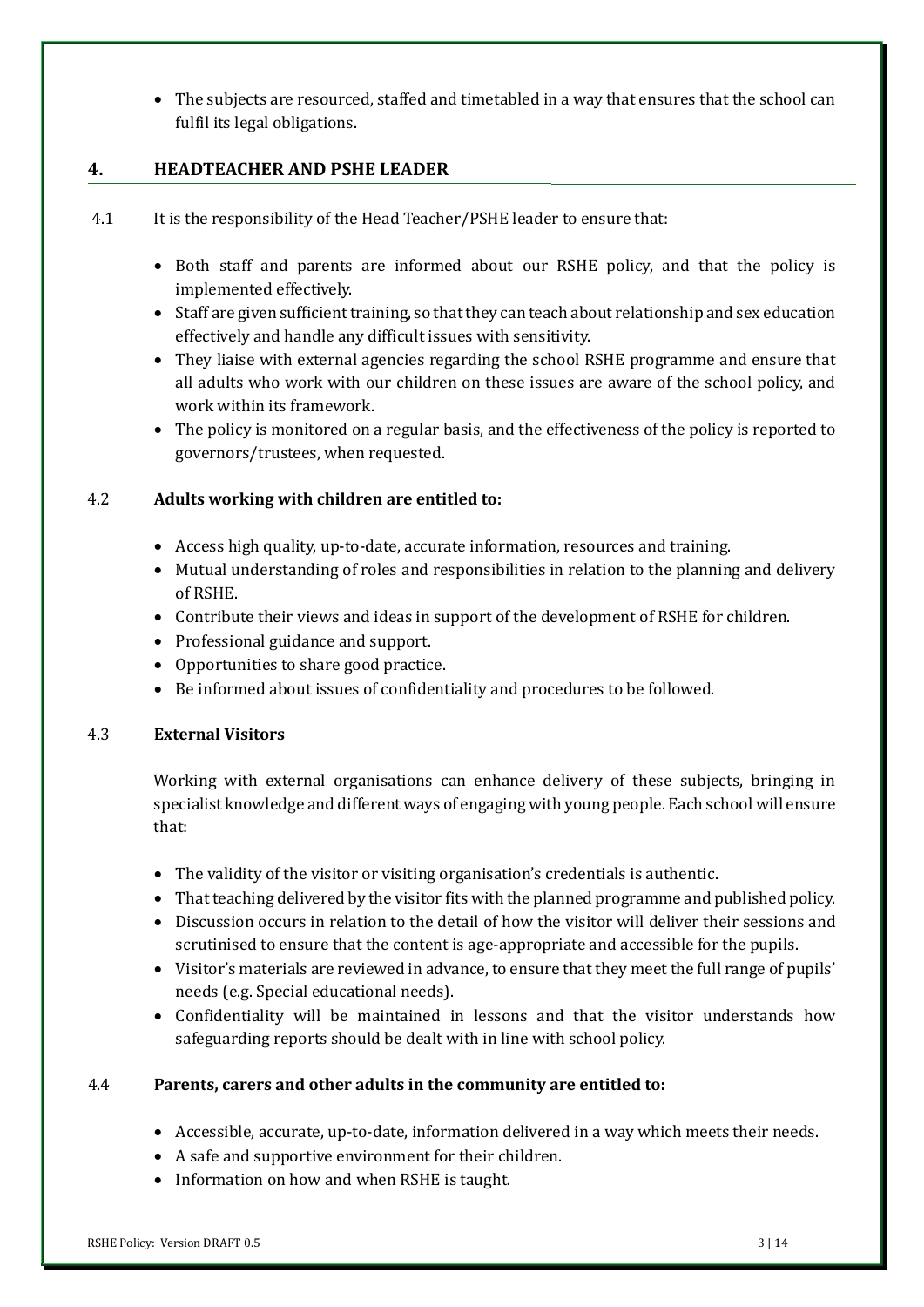- The subjects are resourced, staffed and timetabled in a way that ensures that the school can fulfil its legal obligations.

## 4. HEADTEACHER AND PSHE LEADER

4.1 It is the responsibility of the Head Teacher/PSHE leader to ensure that:

- Both staff and parents are informed about our RSHE policy, and that the policy is implemented effectively.
- Staff are given sufficient training, so that they can teach about relationship and sex education effectively and handle any difficult issues with sensitivity.
- They liaise with external agencies regarding the school RSHE programme and ensure that all adults who work with our children on these issues are aware of the school policy, and work within its framework.
- The policy is monitored on a regular basis, and the effectiveness of the policy is reported to governors/trustees, when requested.

4.2 **Adults working with children are entitled to:**

- Access high quality, up-to-date, accurate information, resources and training.
- Mutual understanding of roles and responsibilities in relation to the planning and delivery of RSHE.
- Contribute their views and ideas in support of the development of RSHE for children.
- Professional guidance and support.
- Opportunities to share good practice.
- Be informed about issues of confidentiality and procedures to be followed.

4.3 **External Visitors**

Working with external organisations can enhance delivery of these subjects, bringing in specialist knowledge and different ways of engaging with young people. Each school will ensure that:

- The validity of the visitor or visiting organisation's credentials is authentic.
- That teaching delivered by the visitor fits with the planned programme and published policy.
- Discussion occurs in relation to the detail of how the visitor will deliver their sessions and scrutinised to ensure that the content is age-appropriate and accessible for the pupils.
- Visitor's materials are reviewed in advance, to ensure that they meet the full range of pupils' needs (e.g. Special educational needs).
- Confidentiality will be maintained in lessons and that the visitor understands how safeguarding reports should be dealt with in line with school policy.

4.4 **Parents, carers and other adults in the community are entitled to:**

- Accessible, accurate, up-to-date, information delivered in a way which meets their needs.
- A safe and supportive environment for their children.
- Information on how and when RSHE is taught.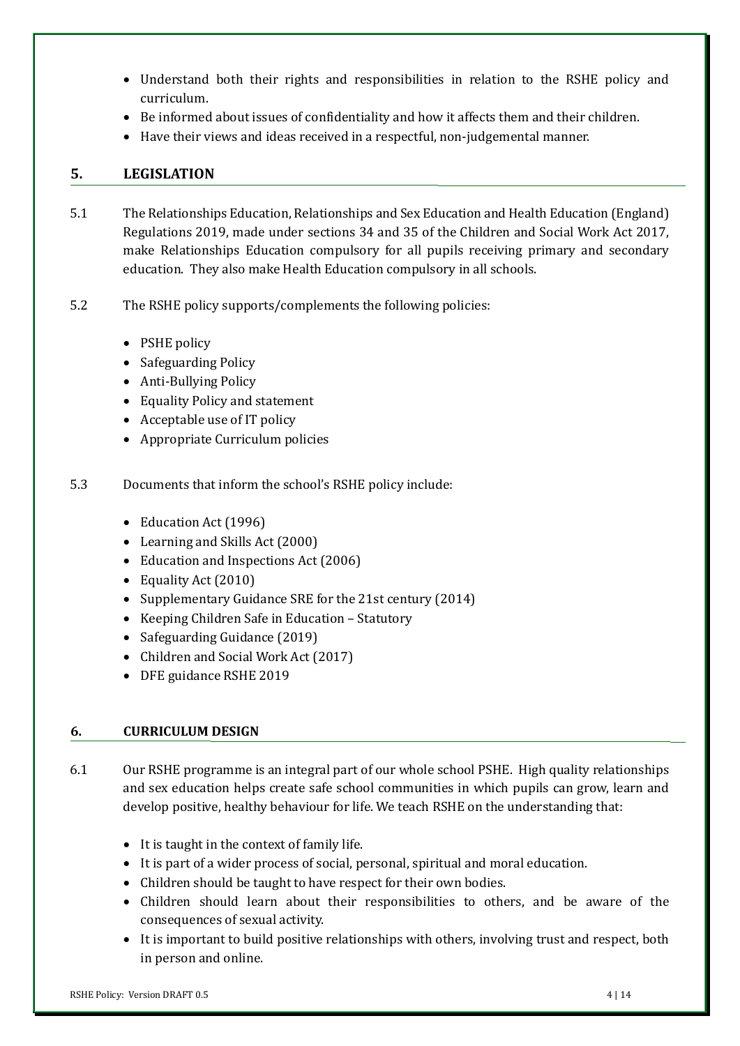- Understand both their rights and responsibilities in relation to the RSHE policy and curriculum.
- Be informed about issues of confidentiality and how it affects them and their children.
- Have their views and ideas received in a respectful, non-judgemental manner.

## 5. LEGISLATION

5.1 The Relationships Education, Relationships and Sex Education and Health Education (England) Regulations 2019, made under sections 34 and 35 of the Children and Social Work Act 2017, make Relationships Education compulsory for all pupils receiving primary and secondary education. They also make Health Education compulsory in all schools.

5.2 The RSHE policy supports/complements the following policies:

- PSHE policy
- Safeguarding Policy
- Anti-Bullying Policy
- Equality Policy and statement
- Acceptable use of IT policy
- Appropriate Curriculum policies

5.3 Documents that inform the school's RSHE policy include:

- Education Act (1996)
- Learning and Skills Act (2000)
- Education and Inspections Act (2006)
- Equality Act (2010)
- Supplementary Guidance SRE for the 21st century (2014)
- Keeping Children Safe in Education – Statutory
- Safeguarding Guidance (2019)
- Children and Social Work Act (2017)
- DFE guidance RSHE 2019

## 6. CURRICULUM DESIGN

6.1 Our RSHE programme is an integral part of our whole school PSHE. High quality relationships and sex education helps create safe school communities in which pupils can grow, learn and develop positive, healthy behaviour for life. We teach RSHE on the understanding that:

- It is taught in the context of family life.
- It is part of a wider process of social, personal, spiritual and moral education.
- Children should be taught to have respect for their own bodies.
- Children should learn about their responsibilities to others, and be aware of the consequences of sexual activity.
- It is important to build positive relationships with others, involving trust and respect, both in person and online.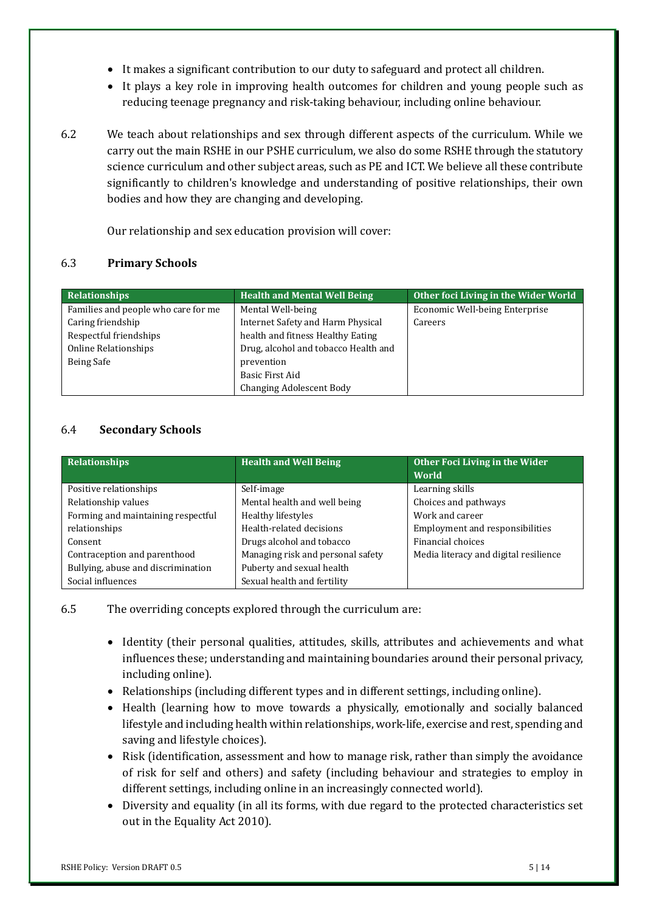- It makes a significant contribution to our duty to safeguard and protect all children.
- It plays a key role in improving health outcomes for children and young people such as reducing teenage pregnancy and risk-taking behaviour, including online behaviour.

6.2 We teach about relationships and sex through different aspects of the curriculum. While we carry out the main RSHE in our PSHE curriculum, we also do some RSHE through the statutory science curriculum and other subject areas, such as PE and ICT. We believe all these contribute significantly to children's knowledge and understanding of positive relationships, their own bodies and how they are changing and developing.

Our relationship and sex education provision will cover:

### 6.3 Primary Schools

| Relationships | Health and Mental Well Being | Other foci Living in the Wider World |
|---|---|---|
| Families and people who care for me<br>Caring friendship<br>Respectful friendships<br>Online Relationships<br>Being Safe | Mental Well-being<br>Internet Safety and Harm Physical health and fitness Healthy Eating<br>Drug, alcohol and tobacco Health and prevention<br>Basic First Aid<br>Changing Adolescent Body | Economic Well-being Enterprise<br>Careers |

### 6.4 Secondary Schools

| Relationships | Health and Well Being | Other Foci Living in the Wider World |
|---|---|---|
| Positive relationships | Self-image | Learning skills |
| Relationship values | Mental health and well being | Choices and pathways |
| Forming and maintaining respectful relationships | Healthy lifestyles | Work and career |
| | Health-related decisions | Employment and responsibilities |
| Consent | Drugs alcohol and tobacco | Financial choices |
| Contraception and parenthood | Managing risk and personal safety | Media literacy and digital resilience |
| Bullying, abuse and discrimination | Puberty and sexual health | |
| Social influences | Sexual health and fertility | |

6.5 The overriding concepts explored through the curriculum are:

- Identity (their personal qualities, attitudes, skills, attributes and achievements and what influences these; understanding and maintaining boundaries around their personal privacy, including online).
- Relationships (including different types and in different settings, including online).
- Health (learning how to move towards a physically, emotionally and socially balanced lifestyle and including health within relationships, work-life, exercise and rest, spending and saving and lifestyle choices).
- Risk (identification, assessment and how to manage risk, rather than simply the avoidance of risk for self and others) and safety (including behaviour and strategies to employ in different settings, including online in an increasingly connected world).
- Diversity and equality (in all its forms, with due regard to the protected characteristics set out in the Equality Act 2010).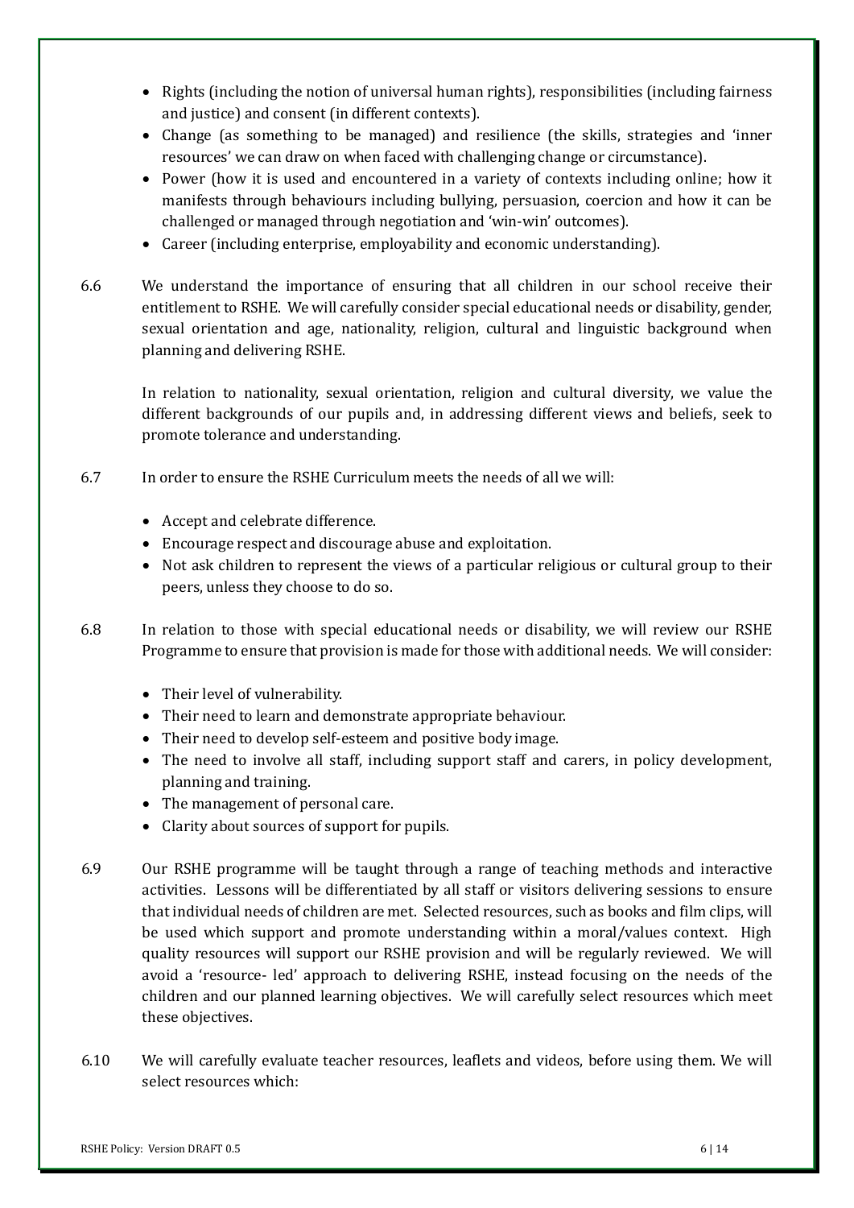- Rights (including the notion of universal human rights), responsibilities (including fairness and justice) and consent (in different contexts).
- Change (as something to be managed) and resilience (the skills, strategies and 'inner resources' we can draw on when faced with challenging change or circumstance).
- Power (how it is used and encountered in a variety of contexts including online; how it manifests through behaviours including bullying, persuasion, coercion and how it can be challenged or managed through negotiation and 'win-win' outcomes).
- Career (including enterprise, employability and economic understanding).

6.6 We understand the importance of ensuring that all children in our school receive their entitlement to RSHE. We will carefully consider special educational needs or disability, gender, sexual orientation and age, nationality, religion, cultural and linguistic background when planning and delivering RSHE.

In relation to nationality, sexual orientation, religion and cultural diversity, we value the different backgrounds of our pupils and, in addressing different views and beliefs, seek to promote tolerance and understanding.

6.7 In order to ensure the RSHE Curriculum meets the needs of all we will:

- Accept and celebrate difference.
- Encourage respect and discourage abuse and exploitation.
- Not ask children to represent the views of a particular religious or cultural group to their peers, unless they choose to do so.

6.8 In relation to those with special educational needs or disability, we will review our RSHE Programme to ensure that provision is made for those with additional needs. We will consider:

- Their level of vulnerability.
- Their need to learn and demonstrate appropriate behaviour.
- Their need to develop self-esteem and positive body image.
- The need to involve all staff, including support staff and carers, in policy development, planning and training.
- The management of personal care.
- Clarity about sources of support for pupils.

6.9 Our RSHE programme will be taught through a range of teaching methods and interactive activities. Lessons will be differentiated by all staff or visitors delivering sessions to ensure that individual needs of children are met. Selected resources, such as books and film clips, will be used which support and promote understanding within a moral/values context. High quality resources will support our RSHE provision and will be regularly reviewed. We will avoid a 'resource- led' approach to delivering RSHE, instead focusing on the needs of the children and our planned learning objectives. We will carefully select resources which meet these objectives.

6.10 We will carefully evaluate teacher resources, leaflets and videos, before using them. We will select resources which: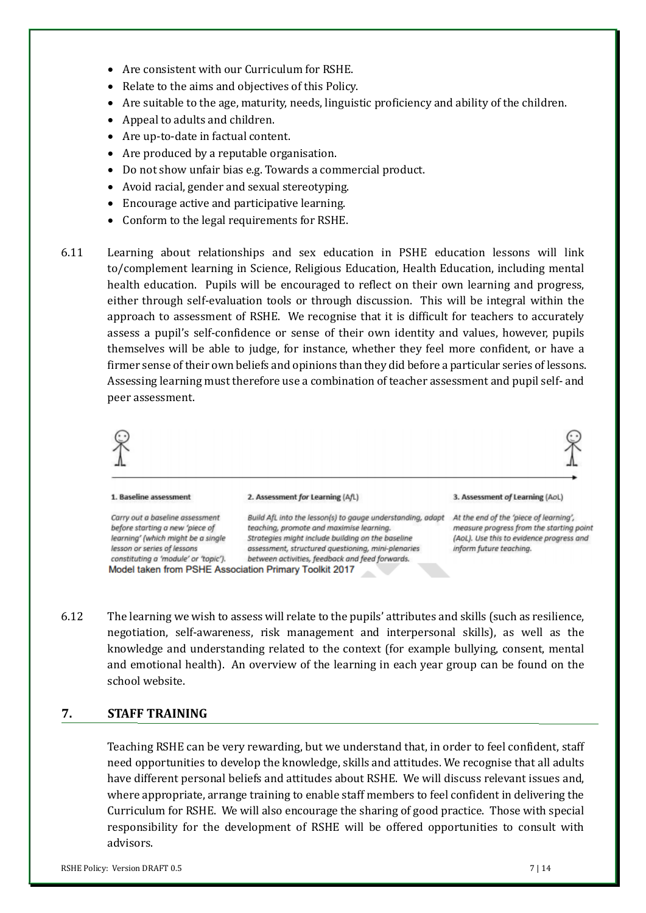- Are consistent with our Curriculum for RSHE.
- Relate to the aims and objectives of this Policy.
- Are suitable to the age, maturity, needs, linguistic proficiency and ability of the children.
- Appeal to adults and children.
- Are up-to-date in factual content.
- Are produced by a reputable organisation.
- Do not show unfair bias e.g. Towards a commercial product.
- Avoid racial, gender and sexual stereotyping.
- Encourage active and participative learning.
- Conform to the legal requirements for RSHE.

6.11 Learning about relationships and sex education in PSHE education lessons will link to/complement learning in Science, Religious Education, Health Education, including mental health education. Pupils will be encouraged to reflect on their own learning and progress, either through self-evaluation tools or through discussion. This will be integral within the approach to assessment of RSHE. We recognise that it is difficult for teachers to accurately assess a pupil's self-confidence or sense of their own identity and values, however, pupils themselves will be able to judge, for instance, whether they feel more confident, or have a firmer sense of their own beliefs and opinions than they did before a particular series of lessons. Assessing learning must therefore use a combination of teacher assessment and pupil self- and peer assessment.

**1. Baseline assessment**

*Carry out a baseline assessment before starting a new 'piece of learning' (which might be a single lesson or series of lessons constituting a 'module' or 'topic').*

**2. Assessment *for* Learning (AfL)**

*Build AfL into the lesson(s) to gauge understanding, adapt teaching, promote and maximise learning. Strategies might include building on the baseline assessment, structured questioning, mini-plenaries between activities, feedback and feed forwards.*

**3. Assessment *of* Learning (AoL)**

*At the end of the 'piece of learning', measure progress from the starting point (AoL). Use this to evidence progress and inform future teaching.*

Model taken from PSHE Association Primary Toolkit 2017

6.12 The learning we wish to assess will relate to the pupils' attributes and skills (such as resilience, negotiation, self-awareness, risk management and interpersonal skills), as well as the knowledge and understanding related to the context (for example bullying, consent, mental and emotional health). An overview of the learning in each year group can be found on the school website.

## 7. STAFF TRAINING

Teaching RSHE can be very rewarding, but we understand that, in order to feel confident, staff need opportunities to develop the knowledge, skills and attitudes. We recognise that all adults have different personal beliefs and attitudes about RSHE. We will discuss relevant issues and, where appropriate, arrange training to enable staff members to feel confident in delivering the Curriculum for RSHE. We will also encourage the sharing of good practice. Those with special responsibility for the development of RSHE will be offered opportunities to consult with advisors.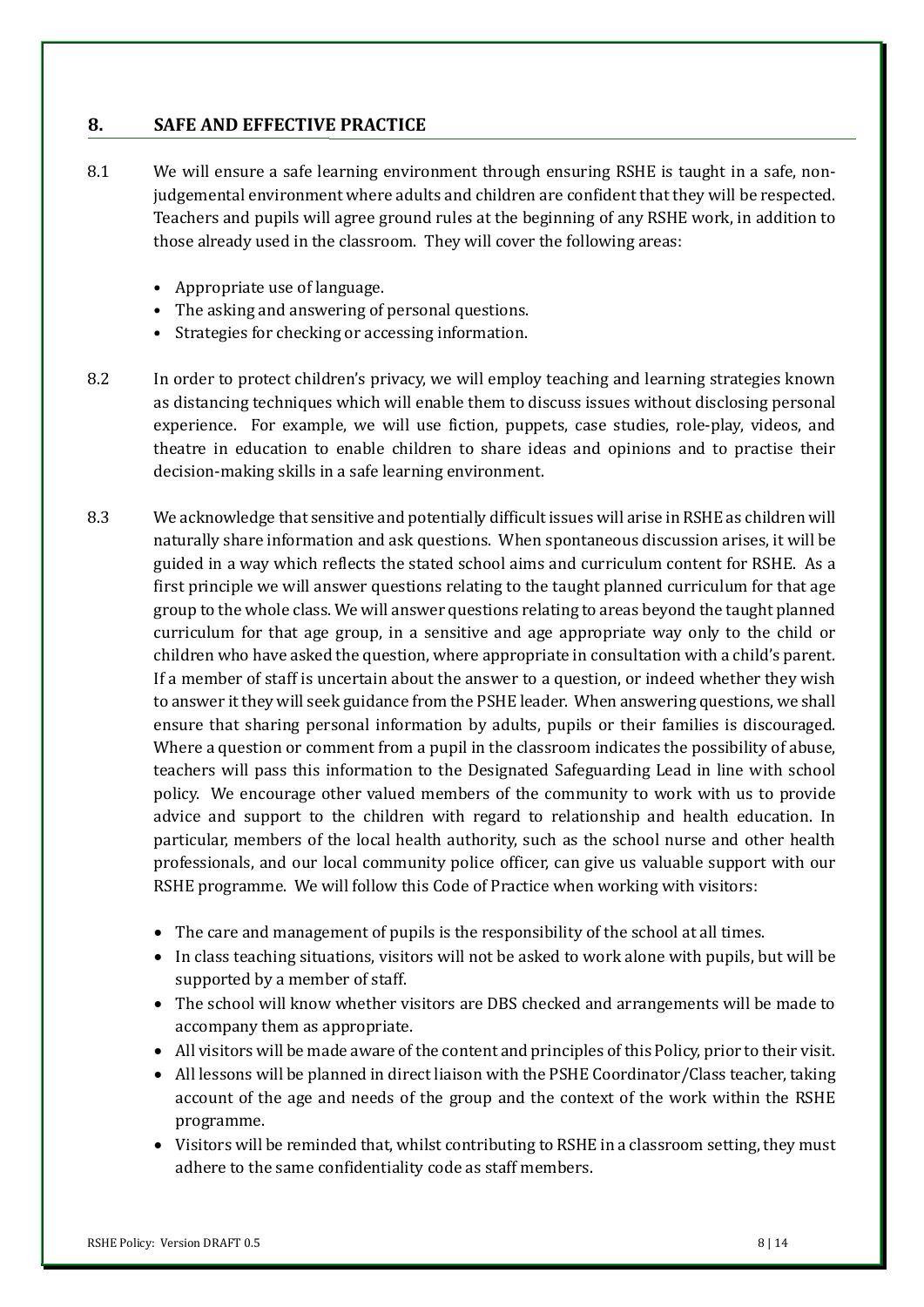## 8. SAFE AND EFFECTIVE PRACTICE

8.1 We will ensure a safe learning environment through ensuring RSHE is taught in a safe, non-judgemental environment where adults and children are confident that they will be respected. Teachers and pupils will agree ground rules at the beginning of any RSHE work, in addition to those already used in the classroom. They will cover the following areas:

- Appropriate use of language.
- The asking and answering of personal questions.
- Strategies for checking or accessing information.

8.2 In order to protect children's privacy, we will employ teaching and learning strategies known as distancing techniques which will enable them to discuss issues without disclosing personal experience. For example, we will use fiction, puppets, case studies, role-play, videos, and theatre in education to enable children to share ideas and opinions and to practise their decision-making skills in a safe learning environment.

8.3 We acknowledge that sensitive and potentially difficult issues will arise in RSHE as children will naturally share information and ask questions. When spontaneous discussion arises, it will be guided in a way which reflects the stated school aims and curriculum content for RSHE. As a first principle we will answer questions relating to the taught planned curriculum for that age group to the whole class. We will answer questions relating to areas beyond the taught planned curriculum for that age group, in a sensitive and age appropriate way only to the child or children who have asked the question, where appropriate in consultation with a child's parent. If a member of staff is uncertain about the answer to a question, or indeed whether they wish to answer it they will seek guidance from the PSHE leader. When answering questions, we shall ensure that sharing personal information by adults, pupils or their families is discouraged. Where a question or comment from a pupil in the classroom indicates the possibility of abuse, teachers will pass this information to the Designated Safeguarding Lead in line with school policy. We encourage other valued members of the community to work with us to provide advice and support to the children with regard to relationship and health education. In particular, members of the local health authority, such as the school nurse and other health professionals, and our local community police officer, can give us valuable support with our RSHE programme. We will follow this Code of Practice when working with visitors:

- The care and management of pupils is the responsibility of the school at all times.
- In class teaching situations, visitors will not be asked to work alone with pupils, but will be supported by a member of staff.
- The school will know whether visitors are DBS checked and arrangements will be made to accompany them as appropriate.
- All visitors will be made aware of the content and principles of this Policy, prior to their visit.
- All lessons will be planned in direct liaison with the PSHE Coordinator/Class teacher, taking account of the age and needs of the group and the context of the work within the RSHE programme.
- Visitors will be reminded that, whilst contributing to RSHE in a classroom setting, they must adhere to the same confidentiality code as staff members.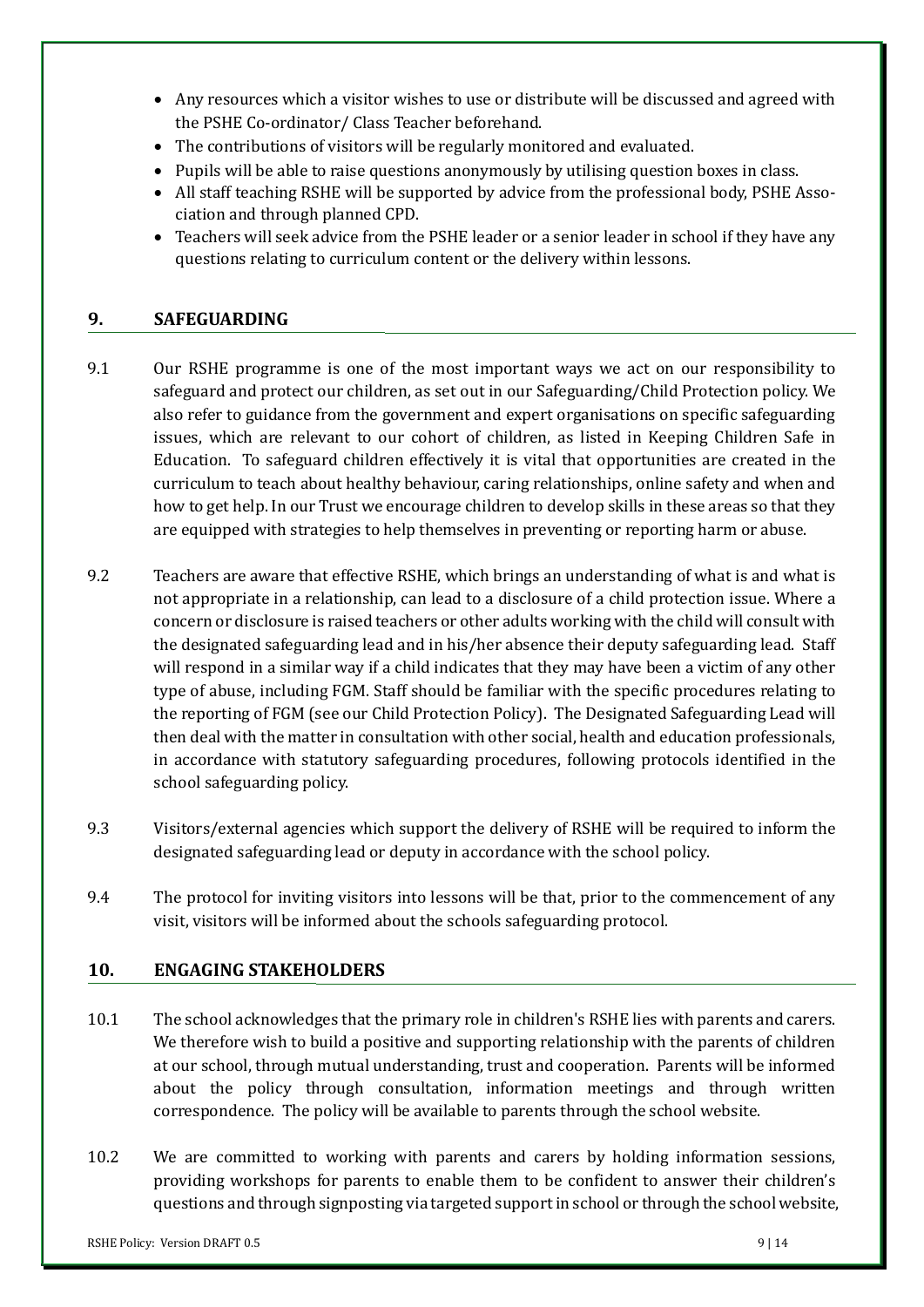- Any resources which a visitor wishes to use or distribute will be discussed and agreed with the PSHE Co-ordinator/ Class Teacher beforehand.
- The contributions of visitors will be regularly monitored and evaluated.
- Pupils will be able to raise questions anonymously by utilising question boxes in class.
- All staff teaching RSHE will be supported by advice from the professional body, PSHE Association and through planned CPD.
- Teachers will seek advice from the PSHE leader or a senior leader in school if they have any questions relating to curriculum content or the delivery within lessons.

## 9. SAFEGUARDING

9.1 Our RSHE programme is one of the most important ways we act on our responsibility to safeguard and protect our children, as set out in our Safeguarding/Child Protection policy. We also refer to guidance from the government and expert organisations on specific safeguarding issues, which are relevant to our cohort of children, as listed in Keeping Children Safe in Education. To safeguard children effectively it is vital that opportunities are created in the curriculum to teach about healthy behaviour, caring relationships, online safety and when and how to get help. In our Trust we encourage children to develop skills in these areas so that they are equipped with strategies to help themselves in preventing or reporting harm or abuse.

9.2 Teachers are aware that effective RSHE, which brings an understanding of what is and what is not appropriate in a relationship, can lead to a disclosure of a child protection issue. Where a concern or disclosure is raised teachers or other adults working with the child will consult with the designated safeguarding lead and in his/her absence their deputy safeguarding lead. Staff will respond in a similar way if a child indicates that they may have been a victim of any other type of abuse, including FGM. Staff should be familiar with the specific procedures relating to the reporting of FGM (see our Child Protection Policy). The Designated Safeguarding Lead will then deal with the matter in consultation with other social, health and education professionals, in accordance with statutory safeguarding procedures, following protocols identified in the school safeguarding policy.

9.3 Visitors/external agencies which support the delivery of RSHE will be required to inform the designated safeguarding lead or deputy in accordance with the school policy.

9.4 The protocol for inviting visitors into lessons will be that, prior to the commencement of any visit, visitors will be informed about the schools safeguarding protocol.

## 10. ENGAGING STAKEHOLDERS

10.1 The school acknowledges that the primary role in children's RSHE lies with parents and carers. We therefore wish to build a positive and supporting relationship with the parents of children at our school, through mutual understanding, trust and cooperation. Parents will be informed about the policy through consultation, information meetings and through written correspondence. The policy will be available to parents through the school website.

10.2 We are committed to working with parents and carers by holding information sessions, providing workshops for parents to enable them to be confident to answer their children's questions and through signposting via targeted support in school or through the school website,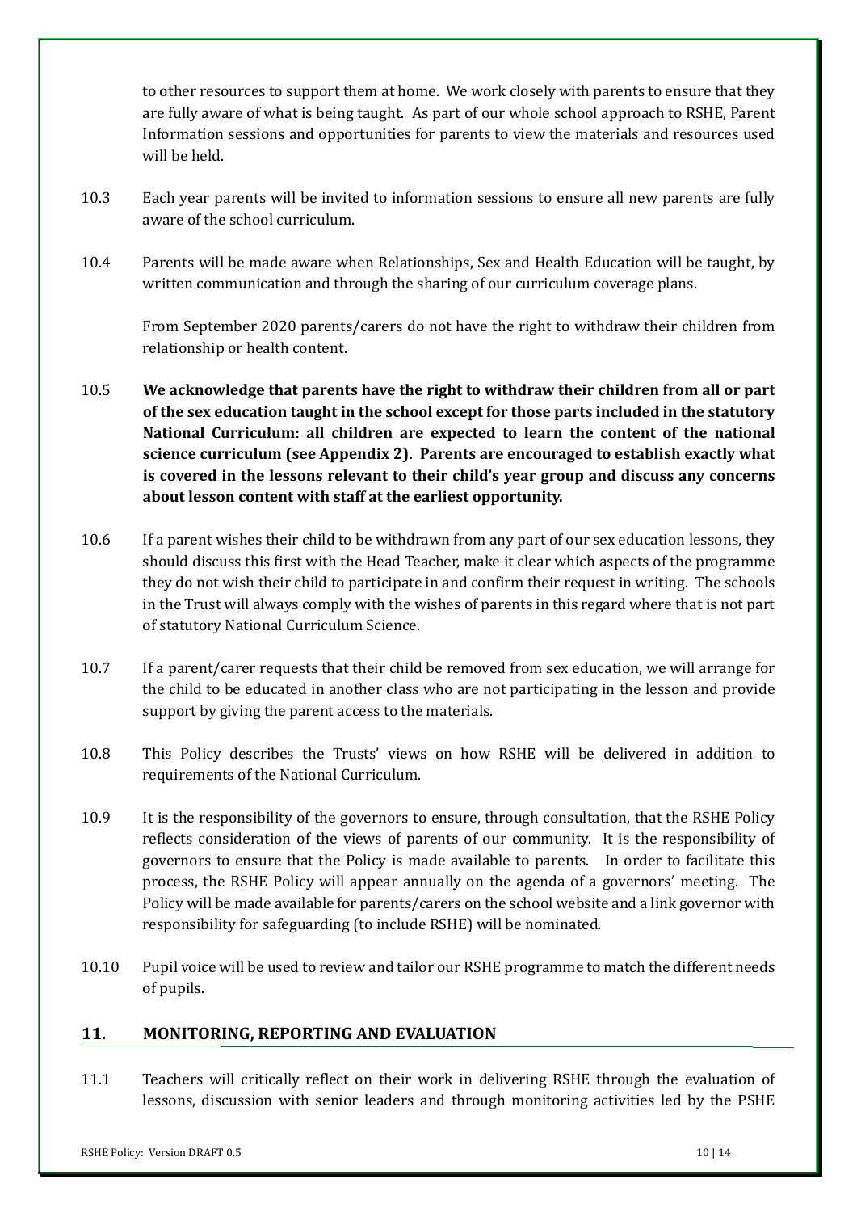to other resources to support them at home. We work closely with parents to ensure that they are fully aware of what is being taught. As part of our whole school approach to RSHE, Parent Information sessions and opportunities for parents to view the materials and resources used will be held.

10.3 Each year parents will be invited to information sessions to ensure all new parents are fully aware of the school curriculum.

10.4 Parents will be made aware when Relationships, Sex and Health Education will be taught, by written communication and through the sharing of our curriculum coverage plans.

From September 2020 parents/carers do not have the right to withdraw their children from relationship or health content.

10.5 **We acknowledge that parents have the right to withdraw their children from all or part of the sex education taught in the school except for those parts included in the statutory National Curriculum: all children are expected to learn the content of the national science curriculum (see Appendix 2). Parents are encouraged to establish exactly what is covered in the lessons relevant to their child's year group and discuss any concerns about lesson content with staff at the earliest opportunity.**

10.6 If a parent wishes their child to be withdrawn from any part of our sex education lessons, they should discuss this first with the Head Teacher, make it clear which aspects of the programme they do not wish their child to participate in and confirm their request in writing. The schools in the Trust will always comply with the wishes of parents in this regard where that is not part of statutory National Curriculum Science.

10.7 If a parent/carer requests that their child be removed from sex education, we will arrange for the child to be educated in another class who are not participating in the lesson and provide support by giving the parent access to the materials.

10.8 This Policy describes the Trusts' views on how RSHE will be delivered in addition to requirements of the National Curriculum.

10.9 It is the responsibility of the governors to ensure, through consultation, that the RSHE Policy reflects consideration of the views of parents of our community. It is the responsibility of governors to ensure that the Policy is made available to parents. In order to facilitate this process, the RSHE Policy will appear annually on the agenda of a governors' meeting. The Policy will be made available for parents/carers on the school website and a link governor with responsibility for safeguarding (to include RSHE) will be nominated.

10.10 Pupil voice will be used to review and tailor our RSHE programme to match the different needs of pupils.

## 11. MONITORING, REPORTING AND EVALUATION

11.1 Teachers will critically reflect on their work in delivering RSHE through the evaluation of lessons, discussion with senior leaders and through monitoring activities led by the PSHE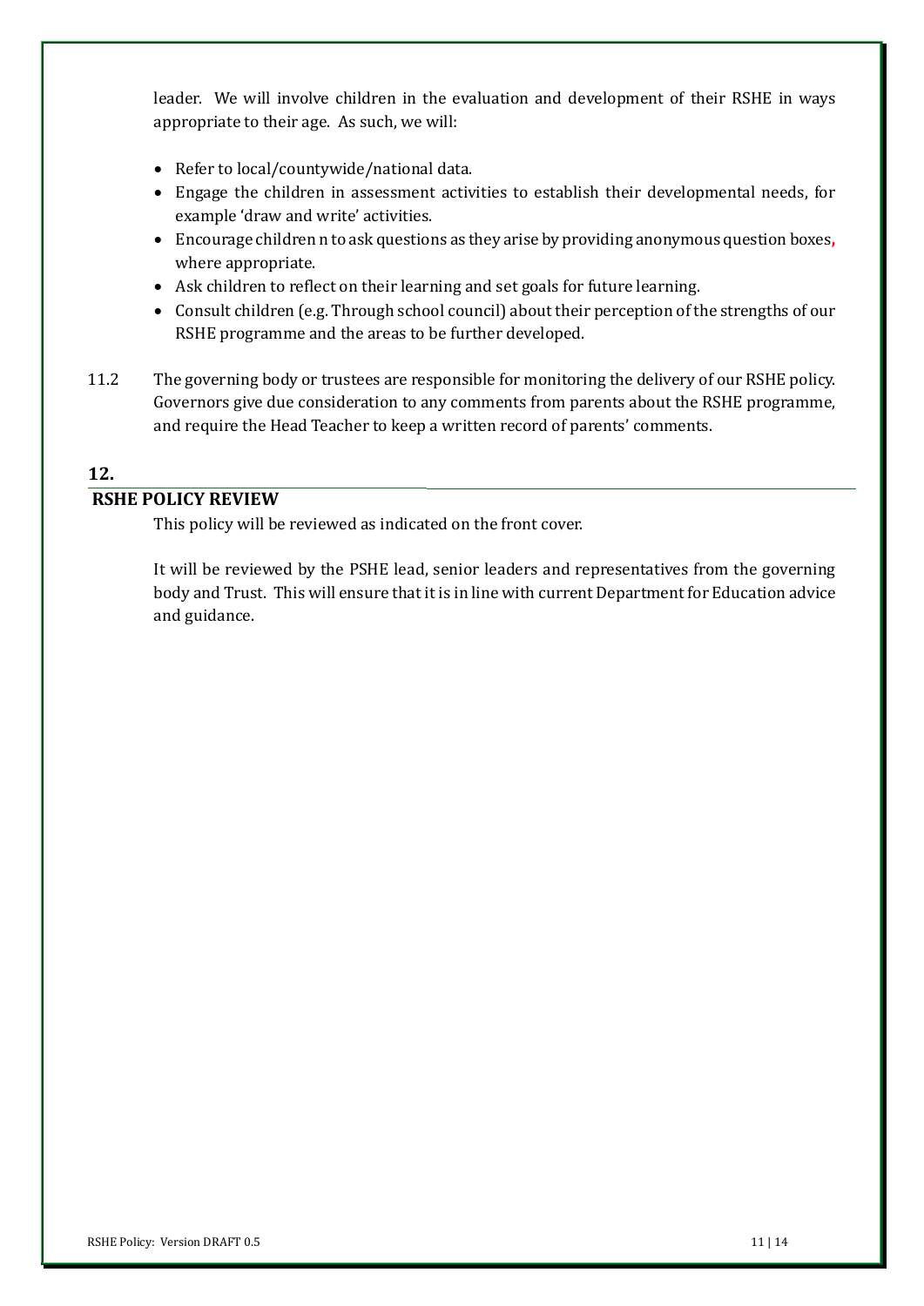leader. We will involve children in the evaluation and development of their RSHE in ways appropriate to their age. As such, we will:

- Refer to local/countywide/national data.
- Engage the children in assessment activities to establish their developmental needs, for example 'draw and write' activities.
- Encourage children n to ask questions as they arise by providing anonymous question boxes, where appropriate.
- Ask children to reflect on their learning and set goals for future learning.
- Consult children (e.g. Through school council) about their perception of the strengths of our RSHE programme and the areas to be further developed.

11.2 The governing body or trustees are responsible for monitoring the delivery of our RSHE policy. Governors give due consideration to any comments from parents about the RSHE programme, and require the Head Teacher to keep a written record of parents' comments.

## 12. RSHE POLICY REVIEW

This policy will be reviewed as indicated on the front cover.

It will be reviewed by the PSHE lead, senior leaders and representatives from the governing body and Trust. This will ensure that it is in line with current Department for Education advice and guidance.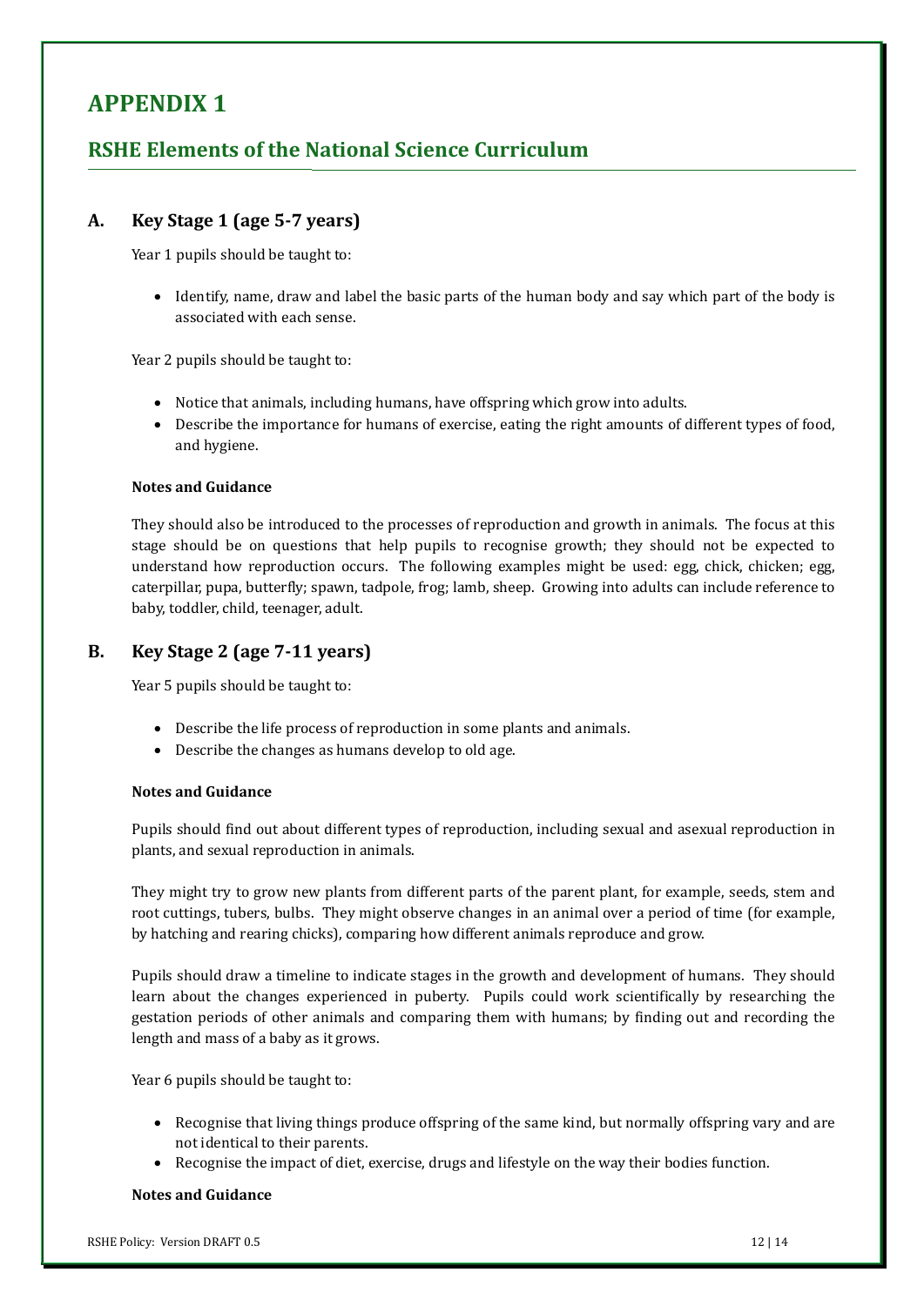# APPENDIX 1

## RSHE Elements of the National Science Curriculum

### A. Key Stage 1 (age 5-7 years)

Year 1 pupils should be taught to:

- Identify, name, draw and label the basic parts of the human body and say which part of the body is associated with each sense.

Year 2 pupils should be taught to:

- Notice that animals, including humans, have offspring which grow into adults.
- Describe the importance for humans of exercise, eating the right amounts of different types of food, and hygiene.

**Notes and Guidance**

They should also be introduced to the processes of reproduction and growth in animals. The focus at this stage should be on questions that help pupils to recognise growth; they should not be expected to understand how reproduction occurs. The following examples might be used: egg, chick, chicken; egg, caterpillar, pupa, butterfly; spawn, tadpole, frog; lamb, sheep. Growing into adults can include reference to baby, toddler, child, teenager, adult.

### B. Key Stage 2 (age 7-11 years)

Year 5 pupils should be taught to:

- Describe the life process of reproduction in some plants and animals.
- Describe the changes as humans develop to old age.

**Notes and Guidance**

Pupils should find out about different types of reproduction, including sexual and asexual reproduction in plants, and sexual reproduction in animals.

They might try to grow new plants from different parts of the parent plant, for example, seeds, stem and root cuttings, tubers, bulbs. They might observe changes in an animal over a period of time (for example, by hatching and rearing chicks), comparing how different animals reproduce and grow.

Pupils should draw a timeline to indicate stages in the growth and development of humans. They should learn about the changes experienced in puberty. Pupils could work scientifically by researching the gestation periods of other animals and comparing them with humans; by finding out and recording the length and mass of a baby as it grows.

Year 6 pupils should be taught to:

- Recognise that living things produce offspring of the same kind, but normally offspring vary and are not identical to their parents.
- Recognise the impact of diet, exercise, drugs and lifestyle on the way their bodies function.

**Notes and Guidance**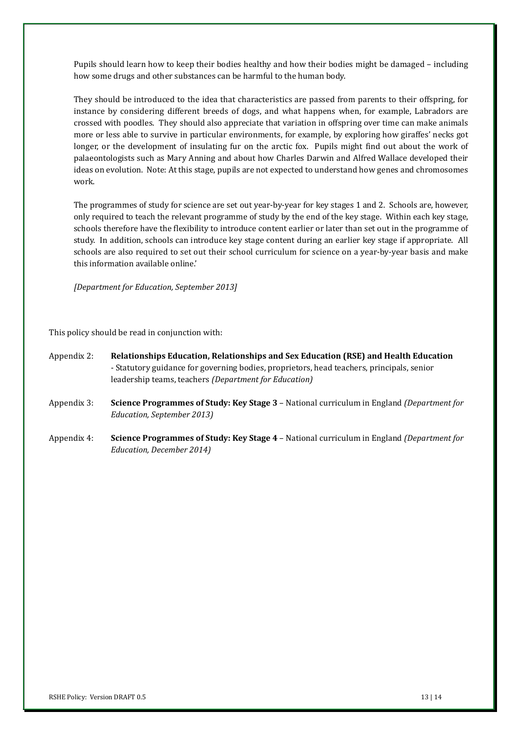Pupils should learn how to keep their bodies healthy and how their bodies might be damaged – including how some drugs and other substances can be harmful to the human body.

They should be introduced to the idea that characteristics are passed from parents to their offspring, for instance by considering different breeds of dogs, and what happens when, for example, Labradors are crossed with poodles. They should also appreciate that variation in offspring over time can make animals more or less able to survive in particular environments, for example, by exploring how giraffes' necks got longer, or the development of insulating fur on the arctic fox. Pupils might find out about the work of palaeontologists such as Mary Anning and about how Charles Darwin and Alfred Wallace developed their ideas on evolution. Note: At this stage, pupils are not expected to understand how genes and chromosomes work.

The programmes of study for science are set out year-by-year for key stages 1 and 2. Schools are, however, only required to teach the relevant programme of study by the end of the key stage. Within each key stage, schools therefore have the flexibility to introduce content earlier or later than set out in the programme of study. In addition, schools can introduce key stage content during an earlier key stage if appropriate. All schools are also required to set out their school curriculum for science on a year-by-year basis and make this information available online.'

*[Department for Education, September 2013]*

This policy should be read in conjunction with:

Appendix 2: **Relationships Education, Relationships and Sex Education (RSE) and Health Education** - Statutory guidance for governing bodies, proprietors, head teachers, principals, senior leadership teams, teachers *(Department for Education)*

Appendix 3: **Science Programmes of Study: Key Stage 3** – National curriculum in England *(Department for Education, September 2013)*

Appendix 4: **Science Programmes of Study: Key Stage 4** – National curriculum in England *(Department for Education, December 2014)*